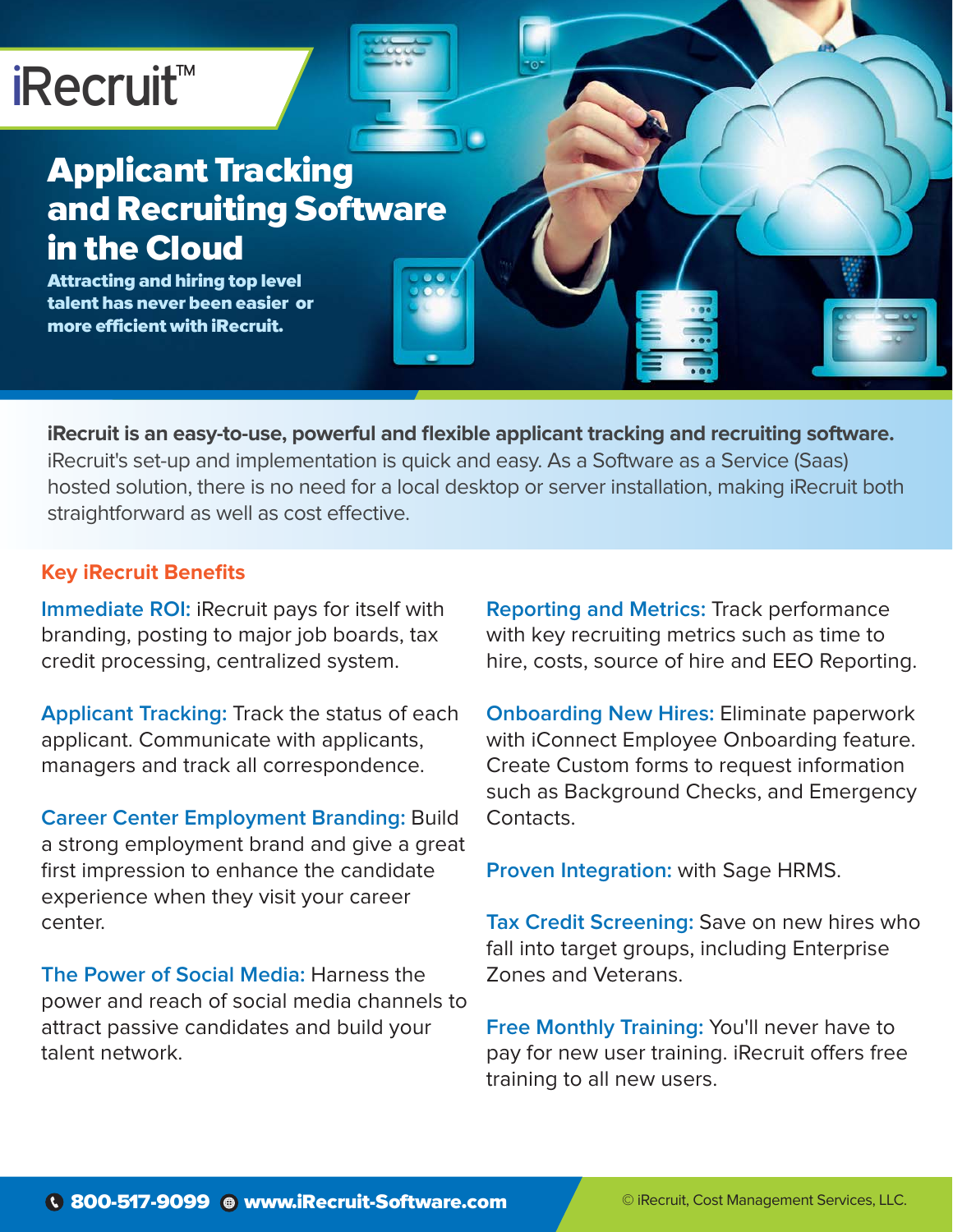# iRecruit™

## Applicant Tracking and Recruiting Software in the Cloud

**Attracting and hiring top level talent has never been easier or more efficient with iRecruit.**

**iRecruit is an easy-to-use, powerful and flexible applicant tracking and recruiting software.** iRecruit's set-up and implementation is quick and easy. As a Software as a Service (Saas) hosted solution, there is no need for a local desktop or server installation, making iRecruit both straightforward as well as cost effective.

### Key iRecruit Benefits

**Immediate ROI:** iRecruit pays for itself with branding, posting to major job boards, tax credit processing, centralized system.

**Applicant Tracking:** Track the status of each applicant. Communicate with applicants, managers and track all correspondence.

**Career Center Employment Branding:** Build a strong employment brand and give a great first impression to enhance the candidate experience when they visit your career center.

**The Power of Social Media:** Harness the power and reach of social media channels to attract passive candidates and build your talent network.

**Reporting and Metrics:** Track performance with key recruiting metrics such as time to hire, costs, source of hire and EEO Reporting.

**Onboarding New Hires:** Eliminate paperwork with iConnect Employee Onboarding feature. Create Custom forms to request information such as Background Checks, and Emergency Contacts.

**Proven Integration:** with Sage HRMS.

**Tax Credit Screening:** Save on new hires who fall into target groups, including Enterprise Zones and Veterans.

**Free Monthly Training:** You'll never have to pay for new user training. iRecruit offers free training to all new users.

800-517-9099 www.iRecruit-Software.com

© iRecruit, Cost Management Services, LLC.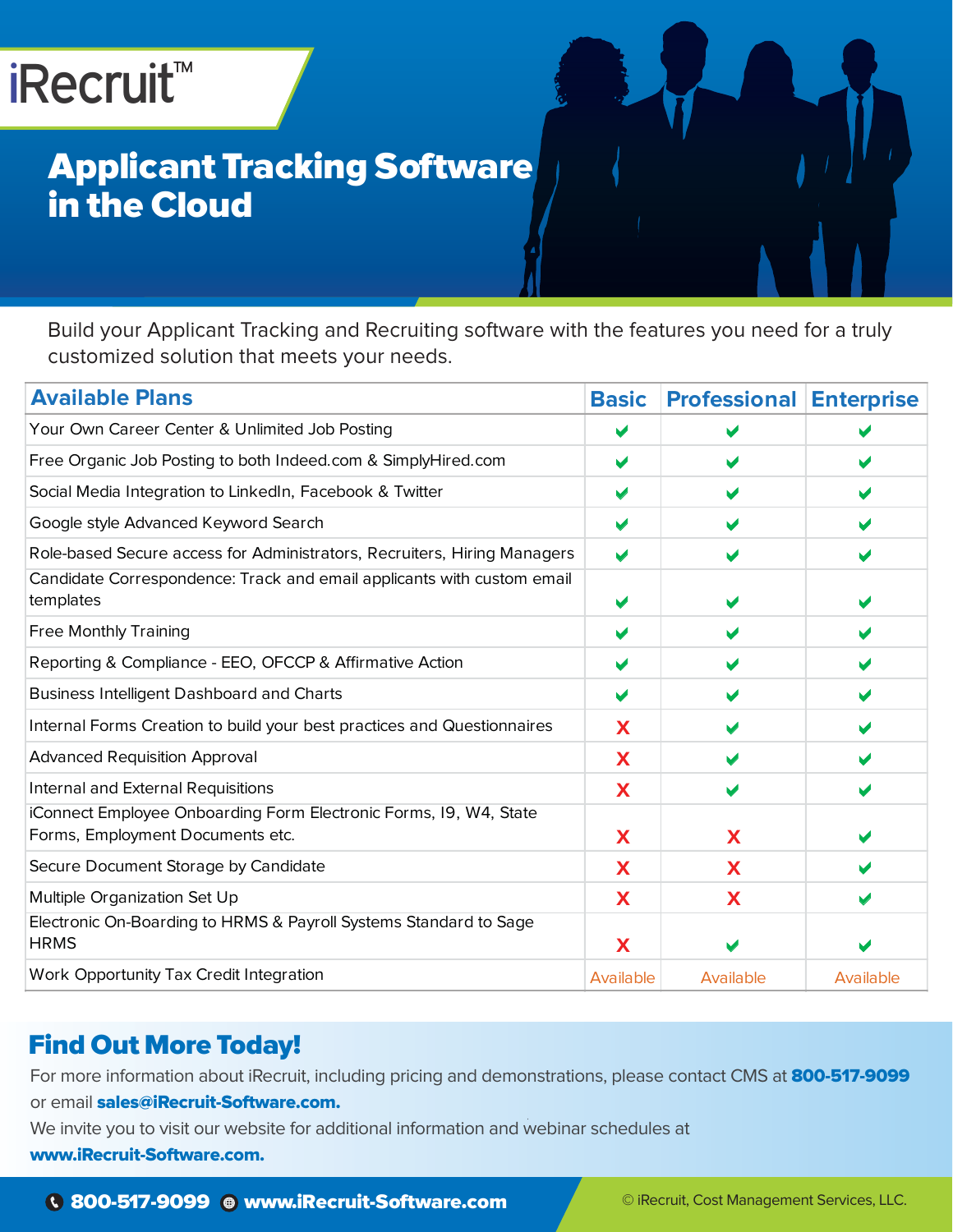# iRecruit™

## Applicant Tracking Software in the Cloud

Build your Applicant Tracking and Recruiting software with the features you need for a truly customized solution that meets your needs.

| Available Plans | Basic | Professional | Enterprise |
|---|---|---|---|
| Your Own Career Center & Unlimited Job Posting | ✔ | ✔ | ✔ |
| Free Organic Job Posting to both Indeed.com & SimplyHired.com | ✔ | ✔ | ✔ |
| Social Media Integration to LinkedIn, Facebook & Twitter | ✔ | ✔ | ✔ |
| Google style Advanced Keyword Search | ✔ | ✔ | ✔ |
| Role-based Secure access for Administrators, Recruiters, Hiring Managers | ✔ | ✔ | ✔ |
| Candidate Correspondence: Track and email applicants with custom email templates | ✔ | ✔ | ✔ |
| Free Monthly Training | ✔ | ✔ | ✔ |
| Reporting & Compliance - EEO, OFCCP & Affirmative Action | ✔ | ✔ | ✔ |
| Business Intelligent Dashboard and Charts | ✔ | ✔ | ✔ |
| Internal Forms Creation to build your best practices and Questionnaires | X | ✔ | ✔ |
| Advanced Requisition Approval | X | ✔ | ✔ |
| Internal and External Requisitions | X | ✔ | ✔ |
| iConnect Employee Onboarding Form Electronic Forms, I9, W4, State Forms, Employment Documents etc. | X | X | ✔ |
| Secure Document Storage by Candidate | X | X | ✔ |
| Multiple Organization Set Up | X | X | ✔ |
| Electronic On-Boarding to HRMS & Payroll Systems Standard to Sage HRMS | X | ✔ | ✔ |
| Work Opportunity Tax Credit Integration | Available | Available | Available |

## Find Out More Today!

For more information about iRecruit, including pricing and demonstrations, please contact CMS at **800-517-9099** or email **sales@iRecruit-Software.com.**

We invite you to visit our website for additional information and webinar schedules at **www.iRecruit-Software.com.**

**800-517-9099** **www.iRecruit-Software.com**

© iRecruit, Cost Management Services, LLC.